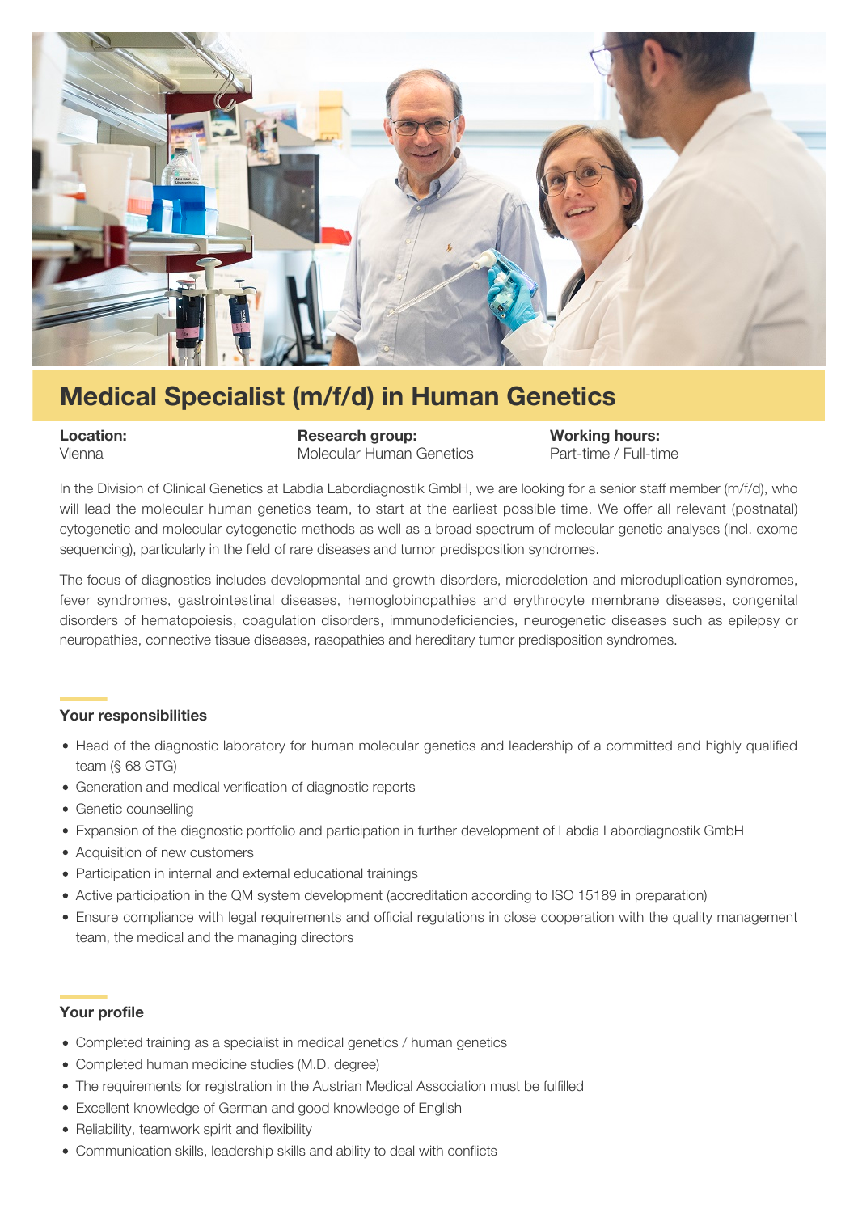# Medical Specialist (m/f/d) in Human Genetics

**Location:**
Vienna

**Research group:**
Molecular Human Genetics

**Working hours:**
Part-time / Full-time

In the Division of Clinical Genetics at Labdia Labordiagnostik GmbH, we are looking for a senior staff member (m/f/d), who will lead the molecular human genetics team, to start at the earliest possible time. We offer all relevant (postnatal) cytogenetic and molecular cytogenetic methods as well as a broad spectrum of molecular genetic analyses (incl. exome sequencing), particularly in the field of rare diseases and tumor predisposition syndromes.

The focus of diagnostics includes developmental and growth disorders, microdeletion and microduplication syndromes, fever syndromes, gastrointestinal diseases, hemoglobinopathies and erythrocyte membrane diseases, congenital disorders of hematopoiesis, coagulation disorders, immunodeficiencies, neurogenetic diseases such as epilepsy or neuropathies, connective tissue diseases, rasopathies and hereditary tumor predisposition syndromes.

## Your responsibilities

- Head of the diagnostic laboratory for human molecular genetics and leadership of a committed and highly qualified team (§ 68 GTG)
- Generation and medical verification of diagnostic reports
- Genetic counselling
- Expansion of the diagnostic portfolio and participation in further development of Labdia Labordiagnostik GmbH
- Acquisition of new customers
- Participation in internal and external educational trainings
- Active participation in the QM system development (accreditation according to ISO 15189 in preparation)
- Ensure compliance with legal requirements and official regulations in close cooperation with the quality management team, the medical and the managing directors

## Your profile

- Completed training as a specialist in medical genetics / human genetics
- Completed human medicine studies (M.D. degree)
- The requirements for registration in the Austrian Medical Association must be fulfilled
- Excellent knowledge of German and good knowledge of English
- Reliability, teamwork spirit and flexibility
- Communication skills, leadership skills and ability to deal with conflicts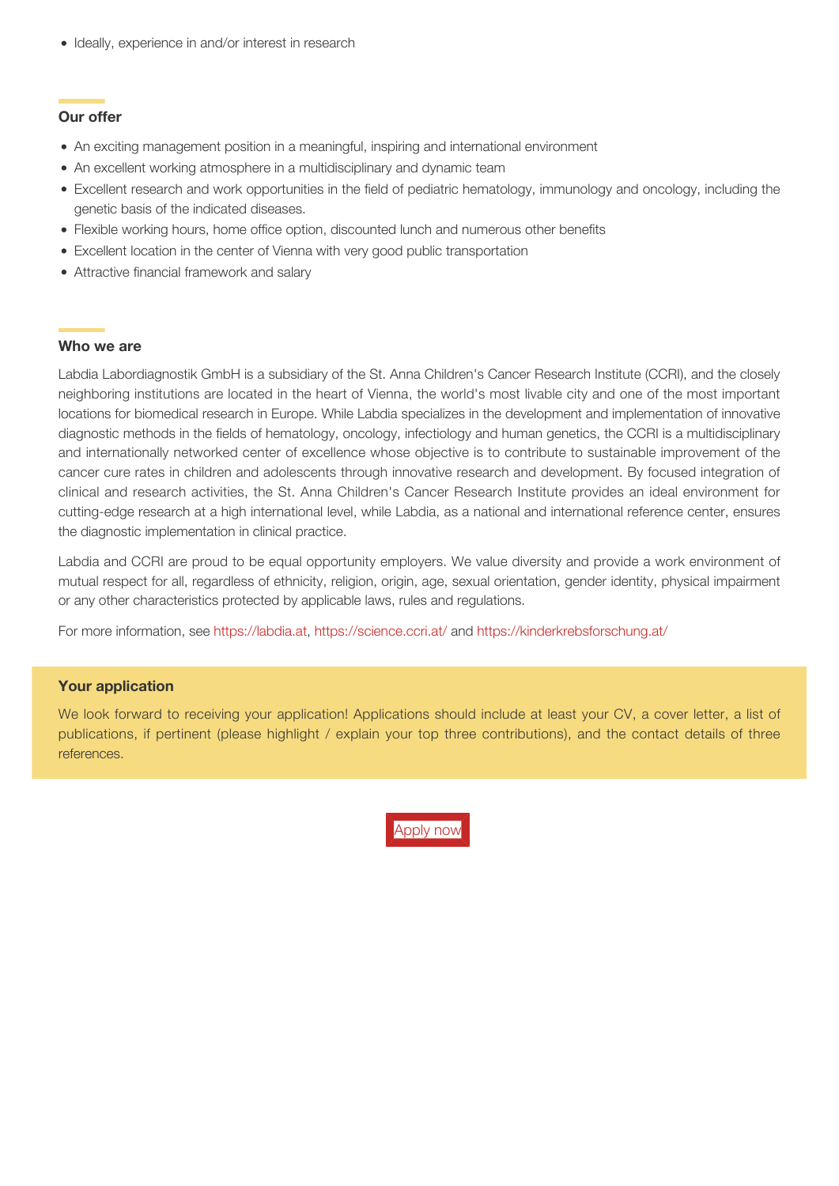- Ideally, experience in and/or interest in research

### Our offer

- An exciting management position in a meaningful, inspiring and international environment
- An excellent working atmosphere in a multidisciplinary and dynamic team
- Excellent research and work opportunities in the field of pediatric hematology, immunology and oncology, including the genetic basis of the indicated diseases.
- Flexible working hours, home office option, discounted lunch and numerous other benefits
- Excellent location in the center of Vienna with very good public transportation
- Attractive financial framework and salary

### Who we are

Labdia Labordiagnostik GmbH is a subsidiary of the St. Anna Children's Cancer Research Institute (CCRI), and the closely neighboring institutions are located in the heart of Vienna, the world's most livable city and one of the most important locations for biomedical research in Europe. While Labdia specializes in the development and implementation of innovative diagnostic methods in the fields of hematology, oncology, infectiology and human genetics, the CCRI is a multidisciplinary and internationally networked center of excellence whose objective is to contribute to sustainable improvement of the cancer cure rates in children and adolescents through innovative research and development. By focused integration of clinical and research activities, the St. Anna Children's Cancer Research Institute provides an ideal environment for cutting-edge research at a high international level, while Labdia, as a national and international reference center, ensures the diagnostic implementation in clinical practice.

Labdia and CCRI are proud to be equal opportunity employers. We value diversity and provide a work environment of mutual respect for all, regardless of ethnicity, religion, origin, age, sexual orientation, gender identity, physical impairment or any other characteristics protected by applicable laws, rules and regulations.

For more information, see https://labdia.at, https://science.ccri.at/ and https://kinderkrebsforschung.at/

### Your application

We look forward to receiving your application! Applications should include at least your CV, a cover letter, a list of publications, if pertinent (please highlight / explain your top three contributions), and the contact details of three references.

Apply now